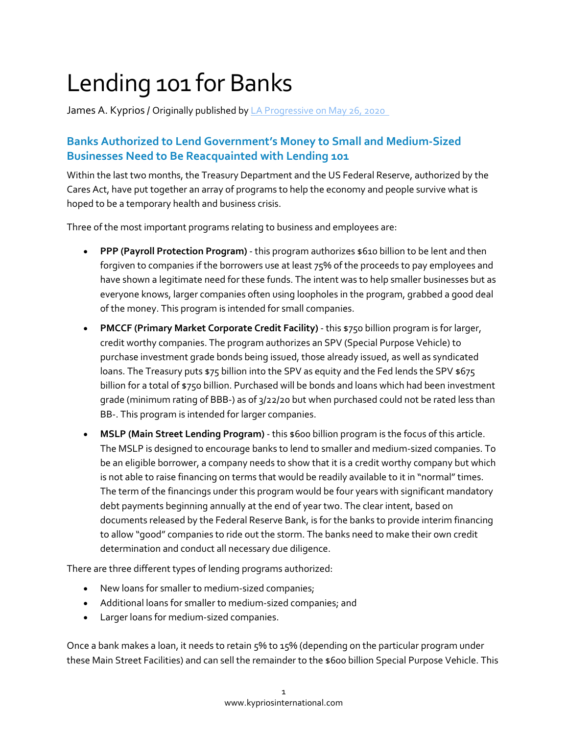# Lending 101 for Banks

James A. Kyprios / Originally published by [LA Progressive on May 26, 2020](#)

### Banks Authorized to Lend Government's Money to Small and Medium-Sized Businesses Need to Be Reacquainted with Lending 101

Within the last two months, the Treasury Department and the US Federal Reserve, authorized by the Cares Act, have put together an array of programs to help the economy and people survive what is hoped to be a temporary health and business crisis.

Three of the most important programs relating to business and employees are:

- **PPP (Payroll Protection Program)** - this program authorizes $610 billion to be lent and then forgiven to companies if the borrowers use at least 75% of the proceeds to pay employees and have shown a legitimate need for these funds. The intent was to help smaller businesses but as everyone knows, larger companies often using loopholes in the program, grabbed a good deal of the money. This program is intended for small companies.
- **PMCCF (Primary Market Corporate Credit Facility)** - this $750 billion program is for larger, credit worthy companies. The program authorizes an SPV (Special Purpose Vehicle) to purchase investment grade bonds being issued, those already issued, as well as syndicated loans. The Treasury puts $75 billion into the SPV as equity and the Fed lends the SPV $675 billion for a total of $750 billion. Purchased will be bonds and loans which had been investment grade (minimum rating of BBB-) as of 3/22/20 but when purchased could not be rated less than BB-. This program is intended for larger companies.
- **MSLP (Main Street Lending Program)** - this $600 billion program is the focus of this article. The MSLP is designed to encourage banks to lend to smaller and medium-sized companies. To be an eligible borrower, a company needs to show that it is a credit worthy company but which is not able to raise financing on terms that would be readily available to it in "normal" times. The term of the financings under this program would be four years with significant mandatory debt payments beginning annually at the end of year two. The clear intent, based on documents released by the Federal Reserve Bank, is for the banks to provide interim financing to allow "good" companies to ride out the storm. The banks need to make their own credit determination and conduct all necessary due diligence.

There are three different types of lending programs authorized:

- New loans for smaller to medium-sized companies;
- Additional loans for smaller to medium-sized companies; and
- Larger loans for medium-sized companies.

Once a bank makes a loan, it needs to retain 5% to 15% (depending on the particular program under these Main Street Facilities) and can sell the remainder to the $600 billion Special Purpose Vehicle. This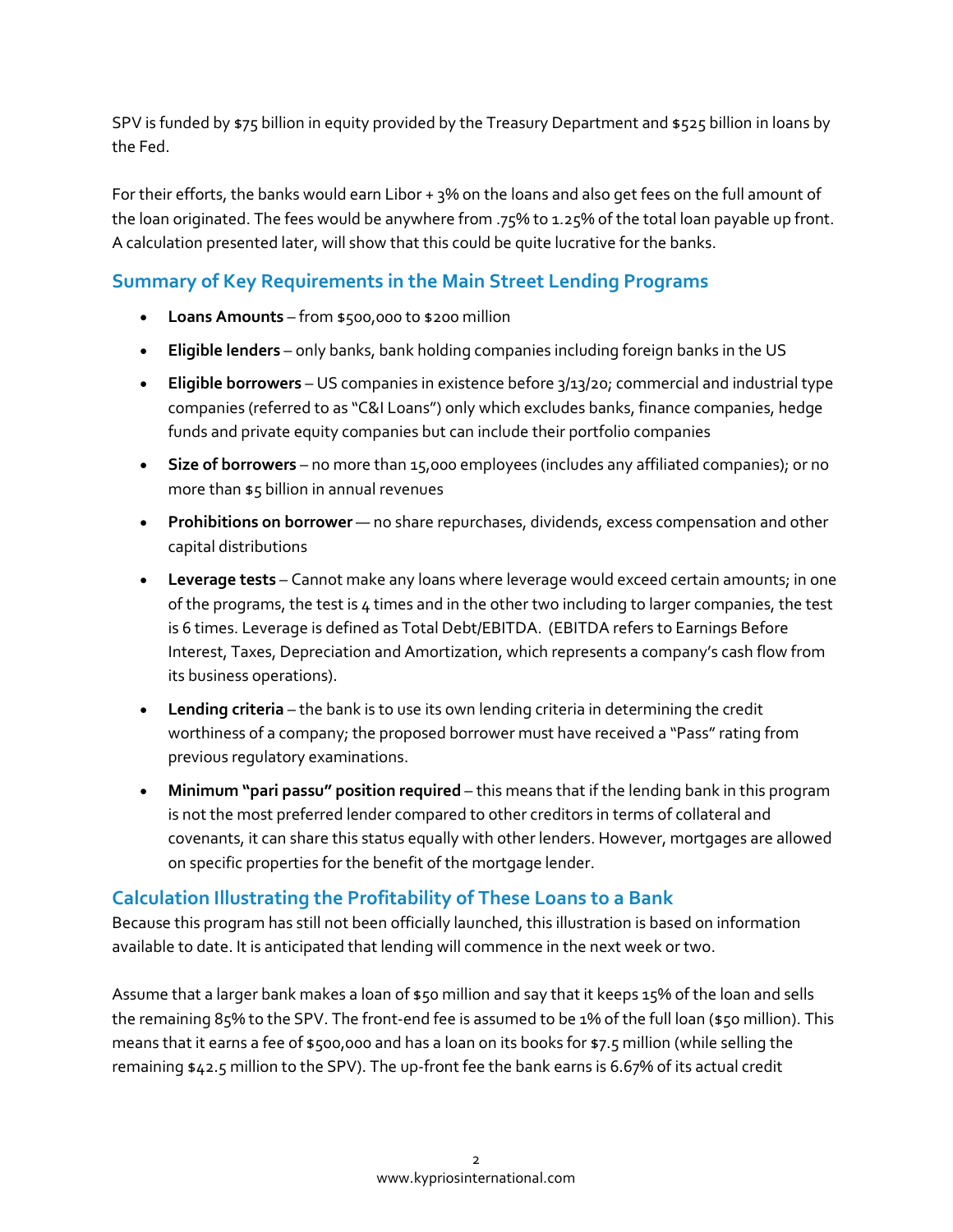SPV is funded by $75 billion in equity provided by the Treasury Department and $525 billion in loans by the Fed.

For their efforts, the banks would earn Libor + 3% on the loans and also get fees on the full amount of the loan originated. The fees would be anywhere from .75% to 1.25% of the total loan payable up front. A calculation presented later, will show that this could be quite lucrative for the banks.

## Summary of Key Requirements in the Main Street Lending Programs

- **Loans Amounts** – from $500,000 to $200 million
- **Eligible lenders** – only banks, bank holding companies including foreign banks in the US
- **Eligible borrowers** – US companies in existence before 3/13/20; commercial and industrial type companies (referred to as "C&I Loans") only which excludes banks, finance companies, hedge funds and private equity companies but can include their portfolio companies
- **Size of borrowers** – no more than 15,000 employees (includes any affiliated companies); or no more than $5 billion in annual revenues
- **Prohibitions on borrower** — no share repurchases, dividends, excess compensation and other capital distributions
- **Leverage tests** – Cannot make any loans where leverage would exceed certain amounts; in one of the programs, the test is 4 times and in the other two including to larger companies, the test is 6 times. Leverage is defined as Total Debt/EBITDA. (EBITDA refers to Earnings Before Interest, Taxes, Depreciation and Amortization, which represents a company's cash flow from its business operations).
- **Lending criteria** – the bank is to use its own lending criteria in determining the credit worthiness of a company; the proposed borrower must have received a "Pass" rating from previous regulatory examinations.
- **Minimum "pari passu" position required** – this means that if the lending bank in this program is not the most preferred lender compared to other creditors in terms of collateral and covenants, it can share this status equally with other lenders. However, mortgages are allowed on specific properties for the benefit of the mortgage lender.

## Calculation Illustrating the Profitability of These Loans to a Bank

Because this program has still not been officially launched, this illustration is based on information available to date. It is anticipated that lending will commence in the next week or two.

Assume that a larger bank makes a loan of $50 million and say that it keeps 15% of the loan and sells the remaining 85% to the SPV. The front-end fee is assumed to be 1% of the full loan ($50 million). This means that it earns a fee of $500,000 and has a loan on its books for $7.5 million (while selling the remaining $42.5 million to the SPV). The up-front fee the bank earns is 6.67% of its actual credit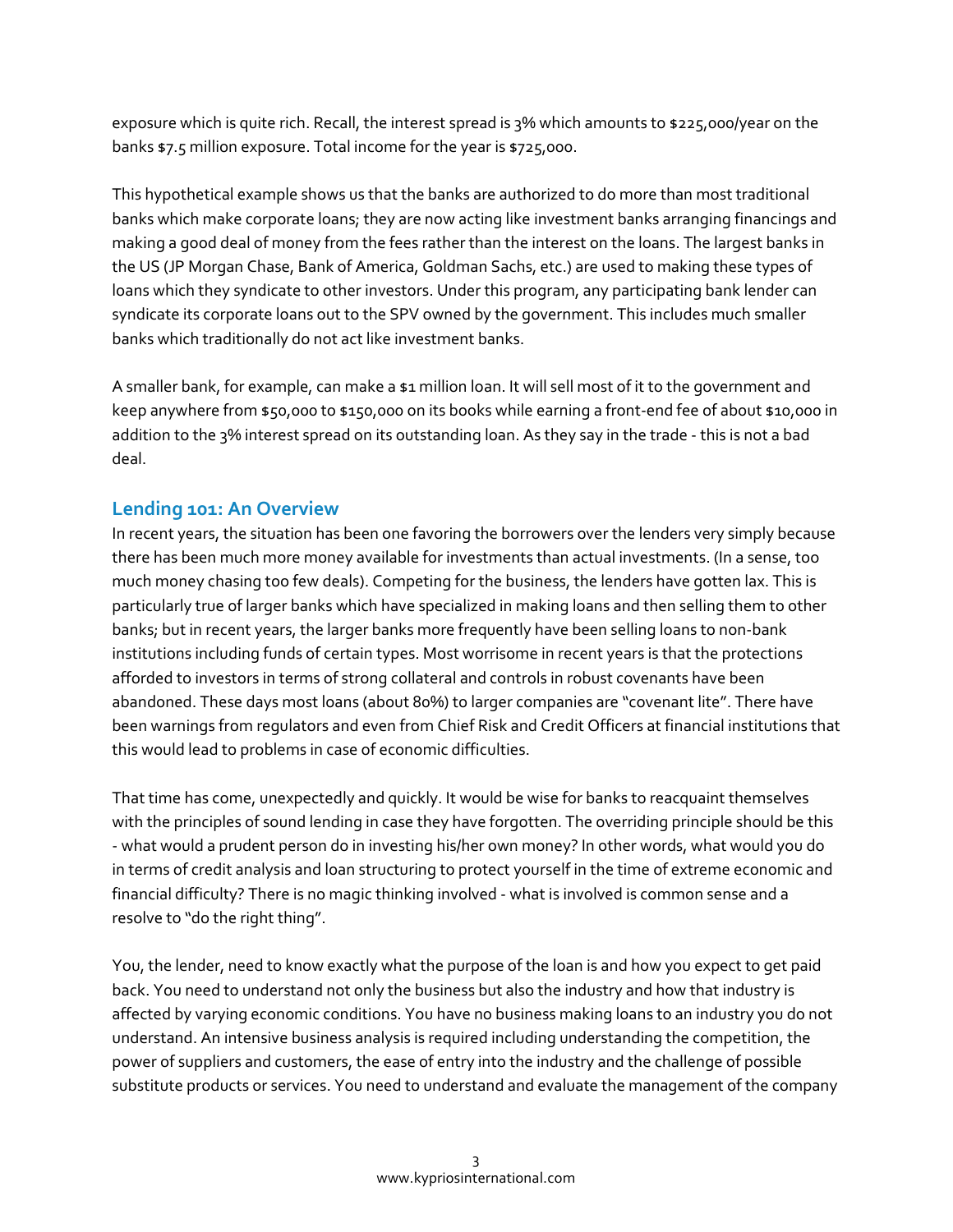exposure which is quite rich. Recall, the interest spread is 3% which amounts to $225,000/year on the banks $7.5 million exposure. Total income for the year is $725,000.

This hypothetical example shows us that the banks are authorized to do more than most traditional banks which make corporate loans; they are now acting like investment banks arranging financings and making a good deal of money from the fees rather than the interest on the loans. The largest banks in the US (JP Morgan Chase, Bank of America, Goldman Sachs, etc.) are used to making these types of loans which they syndicate to other investors. Under this program, any participating bank lender can syndicate its corporate loans out to the SPV owned by the government. This includes much smaller banks which traditionally do not act like investment banks.

A smaller bank, for example, can make a $1 million loan. It will sell most of it to the government and keep anywhere from $50,000 to $150,000 on its books while earning a front-end fee of about $10,000 in addition to the 3% interest spread on its outstanding loan. As they say in the trade - this is not a bad deal.

## Lending 101: An Overview

In recent years, the situation has been one favoring the borrowers over the lenders very simply because there has been much more money available for investments than actual investments. (In a sense, too much money chasing too few deals). Competing for the business, the lenders have gotten lax. This is particularly true of larger banks which have specialized in making loans and then selling them to other banks; but in recent years, the larger banks more frequently have been selling loans to non-bank institutions including funds of certain types. Most worrisome in recent years is that the protections afforded to investors in terms of strong collateral and controls in robust covenants have been abandoned. These days most loans (about 80%) to larger companies are "covenant lite". There have been warnings from regulators and even from Chief Risk and Credit Officers at financial institutions that this would lead to problems in case of economic difficulties.

That time has come, unexpectedly and quickly. It would be wise for banks to reacquaint themselves with the principles of sound lending in case they have forgotten. The overriding principle should be this - what would a prudent person do in investing his/her own money? In other words, what would you do in terms of credit analysis and loan structuring to protect yourself in the time of extreme economic and financial difficulty? There is no magic thinking involved - what is involved is common sense and a resolve to "do the right thing".

You, the lender, need to know exactly what the purpose of the loan is and how you expect to get paid back. You need to understand not only the business but also the industry and how that industry is affected by varying economic conditions. You have no business making loans to an industry you do not understand. An intensive business analysis is required including understanding the competition, the power of suppliers and customers, the ease of entry into the industry and the challenge of possible substitute products or services. You need to understand and evaluate the management of the company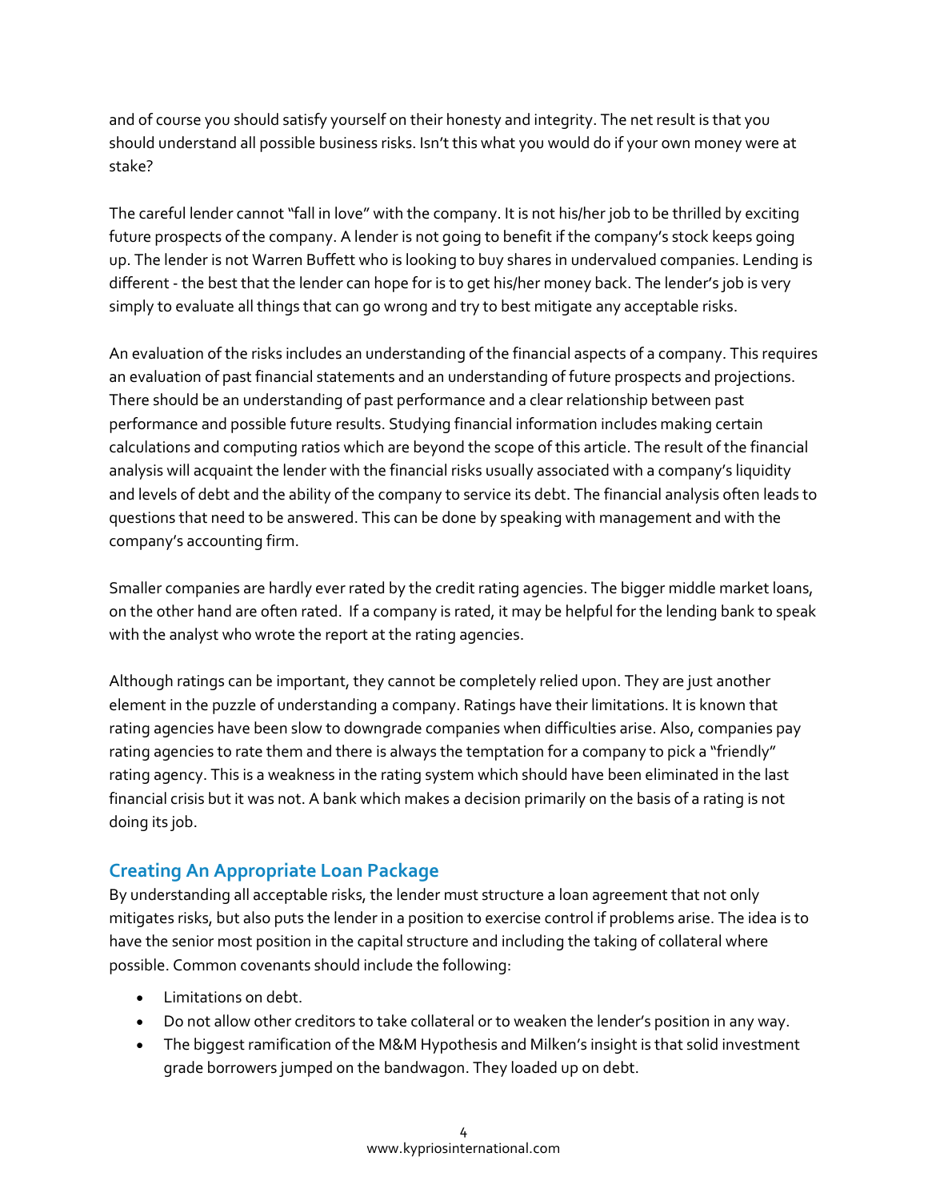and of course you should satisfy yourself on their honesty and integrity. The net result is that you should understand all possible business risks. Isn't this what you would do if your own money were at stake?

The careful lender cannot "fall in love" with the company. It is not his/her job to be thrilled by exciting future prospects of the company. A lender is not going to benefit if the company's stock keeps going up. The lender is not Warren Buffett who is looking to buy shares in undervalued companies. Lending is different - the best that the lender can hope for is to get his/her money back. The lender's job is very simply to evaluate all things that can go wrong and try to best mitigate any acceptable risks.

An evaluation of the risks includes an understanding of the financial aspects of a company. This requires an evaluation of past financial statements and an understanding of future prospects and projections. There should be an understanding of past performance and a clear relationship between past performance and possible future results. Studying financial information includes making certain calculations and computing ratios which are beyond the scope of this article. The result of the financial analysis will acquaint the lender with the financial risks usually associated with a company's liquidity and levels of debt and the ability of the company to service its debt. The financial analysis often leads to questions that need to be answered. This can be done by speaking with management and with the company's accounting firm.

Smaller companies are hardly ever rated by the credit rating agencies. The bigger middle market loans, on the other hand are often rated. If a company is rated, it may be helpful for the lending bank to speak with the analyst who wrote the report at the rating agencies.

Although ratings can be important, they cannot be completely relied upon. They are just another element in the puzzle of understanding a company. Ratings have their limitations. It is known that rating agencies have been slow to downgrade companies when difficulties arise. Also, companies pay rating agencies to rate them and there is always the temptation for a company to pick a "friendly" rating agency. This is a weakness in the rating system which should have been eliminated in the last financial crisis but it was not. A bank which makes a decision primarily on the basis of a rating is not doing its job.

## Creating An Appropriate Loan Package

By understanding all acceptable risks, the lender must structure a loan agreement that not only mitigates risks, but also puts the lender in a position to exercise control if problems arise. The idea is to have the senior most position in the capital structure and including the taking of collateral where possible. Common covenants should include the following:

- Limitations on debt.
- Do not allow other creditors to take collateral or to weaken the lender's position in any way.
- The biggest ramification of the M&M Hypothesis and Milken's insight is that solid investment grade borrowers jumped on the bandwagon. They loaded up on debt.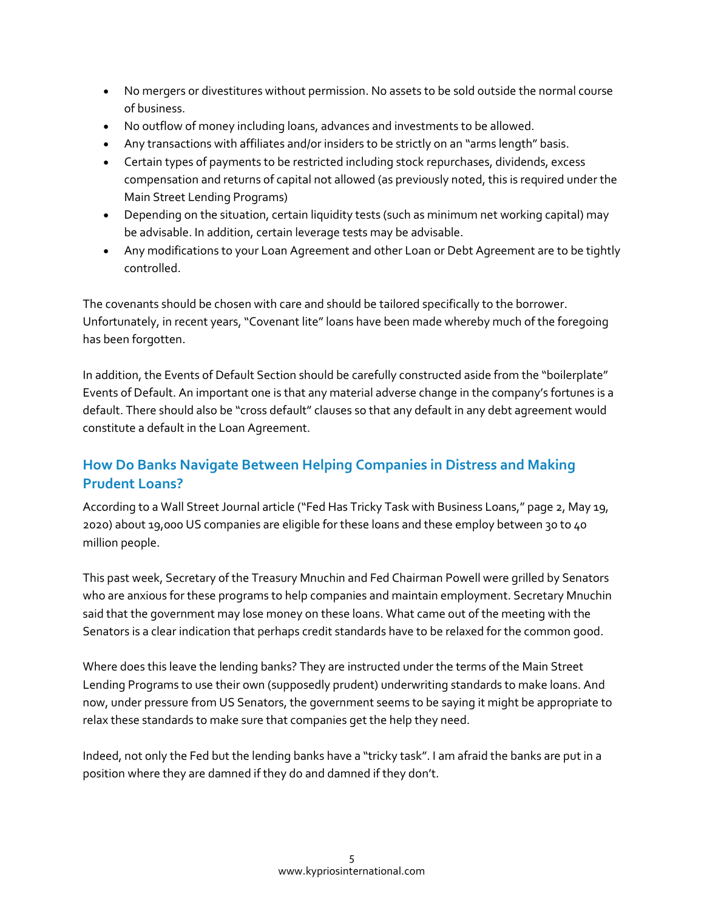- No mergers or divestitures without permission. No assets to be sold outside the normal course of business.
- No outflow of money including loans, advances and investments to be allowed.
- Any transactions with affiliates and/or insiders to be strictly on an "arms length" basis.
- Certain types of payments to be restricted including stock repurchases, dividends, excess compensation and returns of capital not allowed (as previously noted, this is required under the Main Street Lending Programs)
- Depending on the situation, certain liquidity tests (such as minimum net working capital) may be advisable. In addition, certain leverage tests may be advisable.
- Any modifications to your Loan Agreement and other Loan or Debt Agreement are to be tightly controlled.

The covenants should be chosen with care and should be tailored specifically to the borrower. Unfortunately, in recent years, "Covenant lite" loans have been made whereby much of the foregoing has been forgotten.

In addition, the Events of Default Section should be carefully constructed aside from the "boilerplate" Events of Default. An important one is that any material adverse change in the company's fortunes is a default. There should also be "cross default" clauses so that any default in any debt agreement would constitute a default in the Loan Agreement.

## How Do Banks Navigate Between Helping Companies in Distress and Making Prudent Loans?

According to a Wall Street Journal article ("Fed Has Tricky Task with Business Loans," page 2, May 19, 2020) about 19,000 US companies are eligible for these loans and these employ between 30 to 40 million people.

This past week, Secretary of the Treasury Mnuchin and Fed Chairman Powell were grilled by Senators who are anxious for these programs to help companies and maintain employment. Secretary Mnuchin said that the government may lose money on these loans. What came out of the meeting with the Senators is a clear indication that perhaps credit standards have to be relaxed for the common good.

Where does this leave the lending banks? They are instructed under the terms of the Main Street Lending Programs to use their own (supposedly prudent) underwriting standards to make loans. And now, under pressure from US Senators, the government seems to be saying it might be appropriate to relax these standards to make sure that companies get the help they need.

Indeed, not only the Fed but the lending banks have a "tricky task". I am afraid the banks are put in a position where they are damned if they do and damned if they don't.